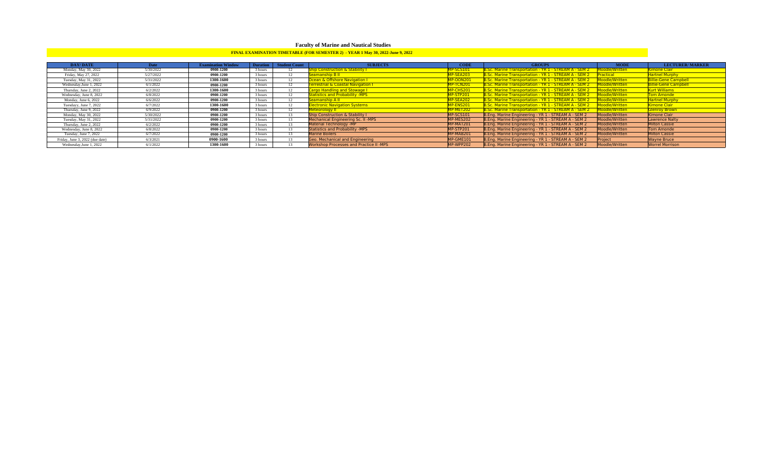# Faculty of Marine and Nautical Studies

## FINAL EXAMINATION TIMETABLE (FOR SEMESTER 2) - YEAR 1 May 30, 2022-June 9, 2022

| DAY/ DATE | Date | Examination Window | Duration | Student Count | SUBJECTS | CODE | GROUPS | MODE | LECTURER/ MARKER |
|---|---|---|---|---|---|---|---|---|---|
| Monday, May 30, 2022 | 5/30/2022 | 0900-1200 | 3 hours | 12 | Ship Construction & Stability I | MP-SCS101 | B.Sc. Marine Transportation - YR 1 - STREAM A - SEM 2 | Moodle/Written | Kimone Clair |
| Friday, May 27, 2022 | 5/27/2022 | 0900-1200 | 3 hours | 12 | Seamanship B II | MP-SEA203 | B.Sc. Marine Transportation - YR 1 - STREAM A - SEM 2 | Practical | Hartnel Murphy |
| Tuesday, May 31, 2022 | 5/31/2022 | 1300-1600 | 3 hours | 12 | Ocean & Offshore Navigation I | MP-OON201 | B.Sc. Marine Transportation - YR 1 - STREAM A - SEM 2 | Moodle/Written | Billie-Gene Campbell |
| Wednesday,June 1, 2022 | 6/1/2022 | 0900-1200 | 3 hours | 12 | Terrestrial & Coastal Navigation I | MP-TCN201 | B.Sc. Marine Transportation - YR 1 - STREAM A - SEM 2 | Moodle/Written | Billie-Gene Campbell |
| Thursday, June 2, 2022 | 6/2/2022 | 1300-1600 | 3 hours | 12 | Cargo Handling and Stowage I | MP-CHS201 | B.Sc. Marine Transportation - YR 1 - STREAM A - SEM 2 | Moodle/Written | Kurt Williams |
| Wednesday, June 8, 2022 | 6/8/2022 | 0900-1200 | 3 hours | 12 | Statistics and Probability -MPS | MP-STP201 | B.Sc. Marine Transportation - YR 1 - STREAM A - SEM 2 | Moodle/Written | Tom Amonde |
| Monday, June 6, 2022 | 6/6/2022 | 0900-1200 | 3 hours | 12 | Seamanship A II | MP-SEA202 | B.Sc. Marine Transportation - YR 1 - STREAM A - SEM 2 | Moodle/Written | Hartnel Murphy |
| Tuesdayy, June 7, 2022 | 6/7/2022 | 1300-1600 | 3 hours | 12 | Electronic Navigation Systems | MP-ENS201 | B.Sc. Marine Transportation - YR 1 - STREAM A - SEM 2 | Moodle/Written | Kimone Clair |
| Thursday, June 9, 2022 | 6/9/2022 | 0900-1200 | 3 hours | 12 | Meteorology II | MP-MET202 | B.Sc. Marine Transportation - YR 1 - STREAM A - SEM 2 | Moodle/Written | Glenroy Brown |
| Monday, May 30, 2022 | 5/30/2022 | 0900-1200 | 3 hours | 13 | Ship Construction & Stability I | MP-SCS101 | B.Eng. Marine Engineering - YR 1 - STREAM A - SEM 2 | Moodle/Written | Kimone Clair |
| Tuesday, May 31, 2022 | 5/31/2022 | 0900-1200 | 3 hours | 13 | Mechanical Engineering Sc. II -MPS | MP-MES202 | B.Eng. Marine Engineering - YR 1 - STREAM A - SEM 2 | Moodle/Written | Lawrence Nalty |
| Thursday, June 2, 2022 | 6/2/2022 | 0900-1200 | 3 hours | 13 | Material Technology -MP | MP-MAT201 | B.Eng. Marine Engineering - YR 1 - STREAM A - SEM 2 | Moodle/Written | Milton Cassie |
| Wednesday, June 8, 2022 | 6/8/2022 | 0900-1200 | 3 hours | 13 | Statistics and Probability -MPS | MP-STP201 | B.Eng. Marine Engineering - YR 1 - STREAM A - SEM 2 | Moodle/Written | Tom Amonde |
| Tuesday, June 7, 2022 | 6/7/2022 | 0900-1200 | 3 hours | 13 | Marine Boilers | MP-MAB201 | B.Eng. Marine Engineering - YR 1 - STREAM A - SEM 2 | Moodle/Written | Milton Cassie |
| Friday, June 3, 2022 (due date) | 6/3/2021 | 0900-1600 | 3 hours | 13 | Geo. Mechanical and Engineering | MP-GME101 | B.Eng. Marine Engineering - YR 1 - STREAM A - SEM 2 | Project | Wayne Bruce |
| Wednesday,June 1, 2022 | 6/1/2022 | 1300-1600 | 3 hours | 13 | Workshop Processes and Practice II -MPS | MP-WPP202 | B.Eng. Marine Engineering - YR 1 - STREAM A - SEM 2 | Moodle/Written | Worrel Morrison |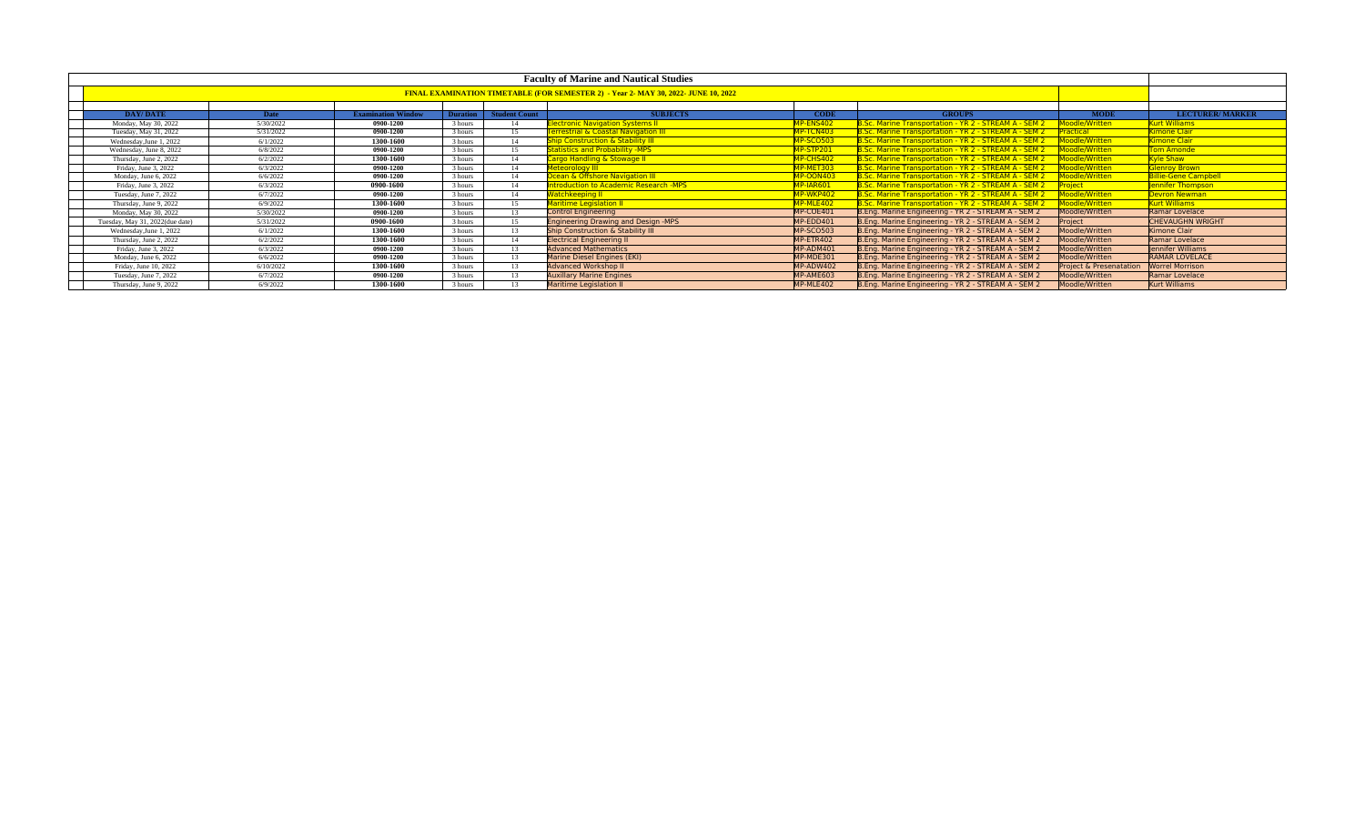# Faculty of Marine and Nautical Studies

## FINAL EXAMINATION TIMETABLE (FOR SEMESTER 2) - Year 2- MAY 30, 2022- JUNE 10, 2022

| DAY/ DATE | Date | Examination Window | Duration | Student Count | SUBJECTS | CODE | GROUPS | MODE | LECTURER/ MARKER |
|---|---|---|---|---|---|---|---|---|---|
| Monday, May 30, 2022 | 5/30/2022 | 0900-1200 | 3 hours | 14 | Electronic Navigation Systems II | MP-ENS402 | B.Sc. Marine Transportation - YR 2 - STREAM A - SEM 2 | Moodle/Written | Kurt Williams |
| Tuesday, May 31, 2022 | 5/31/2022 | 0900-1200 | 3 hours | 15 | Terrestrial & Coastal Navigation III | MP-TCN403 | B.Sc. Marine Transportation - YR 2 - STREAM A - SEM 2 | Practical | Kimone Clair |
| Wednesday,June 1, 2022 | 6/1/2022 | 1300-1600 | 3 hours | 14 | Ship Construction & Stability III | MP-SCO503 | B.Sc. Marine Transportation - YR 2 - STREAM A - SEM 2 | Moodle/Written | Kimone Clair |
| Wednesday, June 8, 2022 | 6/8/2022 | 0900-1200 | 3 hours | 15 | Statistics and Probability -MPS | MP-STP201 | B.Sc. Marine Transportation - YR 2 - STREAM A - SEM 2 | Moodle/Written | Tom Amonde |
| Thursday, June 2, 2022 | 6/2/2022 | 1300-1600 | 3 hours | 14 | Cargo Handling & Stowage II | MP-CHS402 | B.Sc. Marine Transportation - YR 2 - STREAM A - SEM 2 | Moodle/Written | Kyle Shaw |
| Friday, June 3, 2022 | 6/3/2022 | 0900-1200 | 3 hours | 14 | Meteorology III | MP-MET303 | B.Sc. Marine Transportation - YR 2 - STREAM A - SEM 2 | Moodle/Written | Glenroy Brown |
| Monday, June 6, 2022 | 6/6/2022 | 0900-1200 | 3 hours | 14 | Ocean & Offshore Navigation III | MP-OON403 | B.Sc. Marine Transportation - YR 2 - STREAM A - SEM 2 | Moodle/Written | Billie-Gene Campbell |
| Friday, June 3, 2022 | 6/3/2022 | 0900-1600 | 3 hours | 14 | Introduction to Academic Research -MPS | MP-IAR601 | B.Sc. Marine Transportation - YR 2 - STREAM A - SEM 2 | Project | Jennifer Thompson |
| Tuesday, June 7, 2022 | 6/7/2022 | 0900-1200 | 3 hours | 14 | Watchkeeping II | MP-WKP402 | B.Sc. Marine Transportation - YR 2 - STREAM A - SEM 2 | Moodle/Written | Devron Newman |
| Thursday, June 9, 2022 | 6/9/2022 | 1300-1600 | 3 hours | 15 | Maritime Legislation II | MP-MLE402 | B.Sc. Marine Transportation - YR 2 - STREAM A - SEM 2 | Moodle/Written | Kurt Williams |
| Monday, May 30, 2022 | 5/30/2022 | 0900-1200 | 3 hours | 13 | Control Engineering | MP-COE401 | B.Eng. Marine Engineering - YR 2 - STREAM A - SEM 2 | Moodle/Written | Ramar Lovelace |
| Tuesday, May 31, 2022(due date) | 5/31/2022 | 0900-1600 | 3 hours | 15 | Engineering Drawing and Design -MPS | MP-EDD401 | B.Eng. Marine Engineering - YR 2 - STREAM A - SEM 2 | Project | CHEVAUGHN WRIGHT |
| Wednesday,June 1, 2022 | 6/1/2022 | 1300-1600 | 3 hours | 13 | Ship Construction & Stability III | MP-SCO503 | B.Eng. Marine Engineering - YR 2 - STREAM A - SEM 2 | Moodle/Written | Kimone Clair |
| Thursday, June 2, 2022 | 6/2/2022 | 1300-1600 | 3 hours | 14 | Electrical Engineering II | MP-ETR402 | B.Eng. Marine Engineering - YR 2 - STREAM A - SEM 2 | Moodle/Written | Ramar Lovelace |
| Friday, June 3, 2022 | 6/3/2022 | 0900-1200 | 3 hours | 13 | Advanced Mathematics | MP-ADM401 | B.Eng. Marine Engineering - YR 2 - STREAM A - SEM 2 | Moodle/Written | Jennifer Williams |
| Monday, June 6, 2022 | 6/6/2022 | 0900-1200 | 3 hours | 13 | Marine Diesel Engines (EKI) | MP-MDE301 | B.Eng. Marine Engineering - YR 2 - STREAM A - SEM 2 | Moodle/Written | RAMAR LOVELACE |
| Friday, June 10, 2022 | 6/10/2022 | 1300-1600 | 3 hours | 13 | Advanced Workshop II | MP-ADW402 | B.Eng. Marine Engineering - YR 2 - STREAM A - SEM 2 | Project & Presenatation | Worrel Morrison |
| Tuesday, June 7, 2022 | 6/7/2022 | 0900-1200 | 3 hours | 13 | Auxillary Marine Engines | MP-AME603 | B.Eng. Marine Engineering - YR 2 - STREAM A - SEM 2 | Moodle/Written | Ramar Lovelace |
| Thursday, June 9, 2022 | 6/9/2022 | 1300-1600 | 3 hours | 13 | Maritime Legislation II | MP-MLE402 | B.Eng. Marine Engineering - YR 2 - STREAM A - SEM 2 | Moodle/Written | Kurt Williams |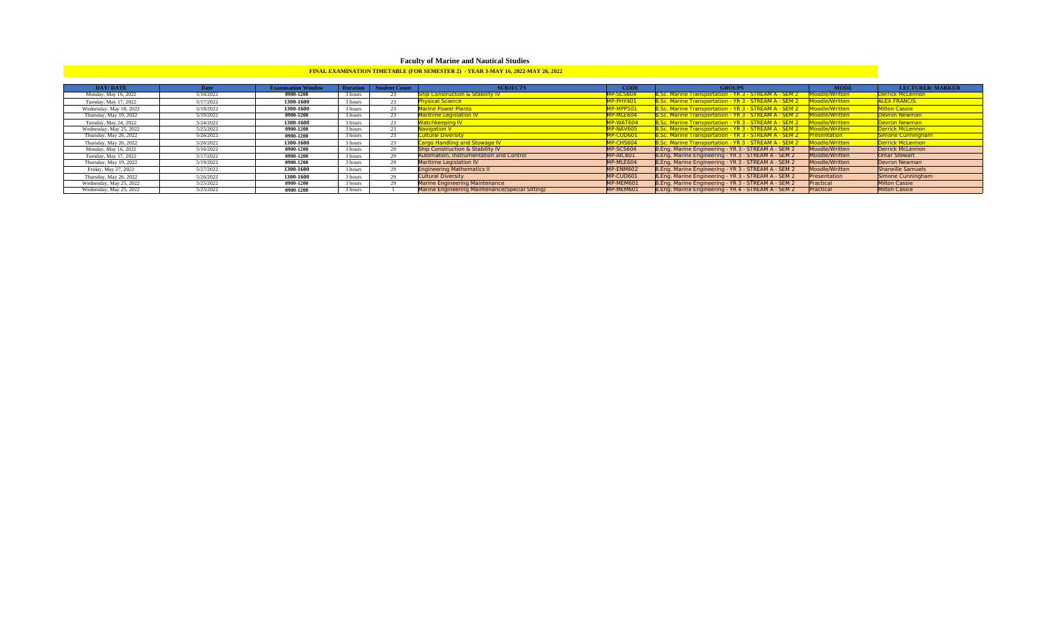# Faculty of Marine and Nautical Studies

## FINAL EXAMINATION TIMETABLE (FOR SEMESTER 2) - YEAR 3-MAY 16, 2022-MAY 26, 2022

| DAY/ DATE | Date | Examination Window | Duration | Student Count | SUBJECTS | CODE | GROUPS | MODE | LECTURER/ MARKER |
|---|---|---|---|---|---|---|---|---|---|
| Monday, May 16, 2022 | 5/16/2022 | 0900-1200 | 3 hours | 23 | Ship Construction & Stability IV | MP-SCS604 | B.Sc. Marine Transportation - YR 3 - STREAM A - SEM 2 | Moodle/Written | Derrick McLennon |
| Tuesday, May 17, 2022 | 5/17/2022 | 1300-1600 | 3 hours | 23 | Physical Science | MP-PHY401 | B.Sc. Marine Transportation - YR 3 - STREAM A - SEM 2 | Moodle/Written | ALEX FRANCIS |
| Wednesday, May 18, 2022 | 5/18/2022 | 1300-1600 | 3 hours | 23 | Marine Power Plants | MP-MPP501 | B.Sc. Marine Transportation - YR 3 - STREAM A - SEM 2 | Moodle/Written | Milton Cassie |
| Thursday, May 19, 2022 | 5/19/2022 | 0900-1200 | 3 hours | 23 | Maritime Legislation IV | MP-MLE604 | B.Sc. Marine Transportation - YR 3 - STREAM A - SEM 2 | Moodle/Written | Devron Newman |
| Tuesday, May 24, 2022 | 5/24/2022 | 1300-1600 | 3 hours | 23 | Watchkeeping IV | MP-WAT604 | B.Sc. Marine Transportation - YR 3 - STREAM A - SEM 2 | Moodle/Written | Devron Newman |
| Wednesday, May 25, 2022 | 5/25/2022 | 0900-1200 | 3 hours | 23 | Navigation V | MP-NAV605 | B.Sc. Marine Transportation - YR 3 - STREAM A - SEM 2 | Moodle/Written | Derrick McLennon |
| Thursday, May 26, 2022 | 5/26/2022 | 0900-1200 | 3 hours | 23 | Cultural Diversity | MP-CUD601 | B.Sc. Marine Transportation - YR 3 - STREAM A - SEM 2 | Presentation | Simone Cunningham |
| Thursday, May 26, 2022 | 5/26/2022 | 1300-1600 | 3 hours | 23 | Cargo Handling and Stowage IV | MP-CHS604 | B.Sc. Marine Transportation - YR 3 - STREAM A - SEM 2 | Moodle/Written | Derrick McLennon |
| Monday, May 16, 2022 | 5/16/2022 | 0900-1200 | 3 hours | 29 | Ship Construction & Stability IV | MP-SCS604 | B.Eng. Marine Engineering - YR 3 - STREAM A - SEM 2 | Moodle/Written | Derrick McLennon |
| Tuesday, May 17, 2022 | 5/17/2022 | 0900-1200 | 3 hours | 29 | Automation, Instrumentation and Control | MP-AIC601 | B.Eng. Marine Engineering - YR 3 - STREAM A - SEM 2 | Moodle/Written | Omar Stewart |
| Thursday, May 19, 2022 | 5/19/2022 | 0900-1200 | 3 hours | 29 | Maritime Legislation IV | MP-MLE604 | B.Eng. Marine Engineering - YR 3 - STREAM A - SEM 2 | Moodle/Written | Devron Newman |
| Friday, May 27, 2022 | 5/27/2022 | 1300-1600 | 3 hours | 29 | Engineering Mathematics II | MP-ENM602 | B.Eng. Marine Engineering - YR 3 - STREAM A - SEM 2 | Moodle/Written | Shaneille Samuels |
| Thursday, May 26, 2022 | 5/26/2022 | 1300-1600 | 3 hours | 29 | Cultural Diversity | MP-CUD601 | B.Eng. Marine Engineering - YR 3 - STREAM A - SEM 2 | Presentation | Simone Cunningham |
| Wednesday, May 25, 2022 | 5/25/2022 | 0900-1200 | 3 hours | 29 | Marine Engineering Maintenance | MP-MEM601 | B.Eng. Marine Engineering - YR 3 - STREAM A - SEM 2 | Practical | Milton Cassie |
| Wednesday, May 25, 2022 | 5/25/2022 | 0900-1200 | 3 hours | 1 | Marine Engineering Maintenance(Special Sitting) | MP-MEM601 | B.Eng. Marine Engineering - YR 4 - STREAM A - SEM 2 | Practical | Milton Cassie |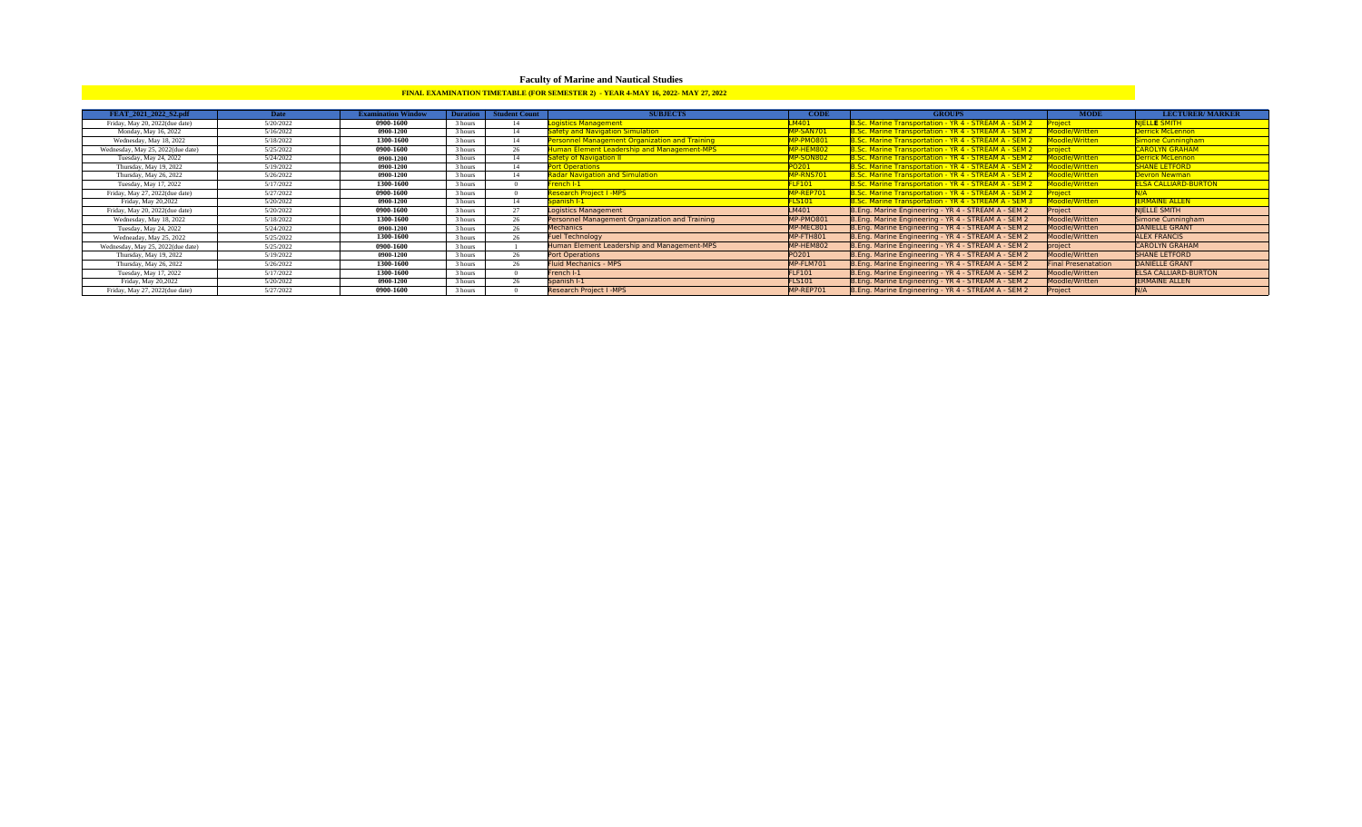# Faculty of Marine and Nautical Studies

## FINAL EXAMINATION TIMETABLE (FOR SEMESTER 2) - YEAR 4-MAY 16, 2022- MAY 27, 2022

| FEAT_2021_2022_S2.pdf | Date | Examination Window | Duration | Student Count | SUBJECTS | CODE | GROUPS | MODE | LECTURER/ MARKER |
|---|---|---|---|---|---|---|---|---|---|
| Friday, May 20, 2022(due date) | 5/20/2022 | 0900-1600 | 3 hours | 14 | Logistics Management | LM401 | B.Sc. Marine Transportation - YR 4 - STREAM A - SEM 2 | Project | NJELLE SMITH |
| Monday, May 16, 2022 | 5/16/2022 | 0900-1200 | 3 hours | 14 | Safety and Navigation Simulation | MP-SAN701 | B.Sc. Marine Transportation - YR 4 - STREAM A - SEM 2 | Moodle/Written | Derrick McLennon |
| Wednesday, May 18, 2022 | 5/18/2022 | 1300-1600 | 3 hours | 14 | Personnel Management Organization and Training | MP-PMO801 | B.Sc. Marine Transportation - YR 4 - STREAM A - SEM 2 | Moodle/Written | Simone Cunningham |
| Wednesday, May 25, 2022(due date) | 5/25/2022 | 0900-1600 | 3 hours | 26 | Human Element Leadership and Management-MPS | MP-HEM802 | B.Sc. Marine Transportation - YR 4 - STREAM A - SEM 2 | project | CAROLYN GRAHAM |
| Tuesday, May 24, 2022 | 5/24/2022 | 0900-1200 | 3 hours | 14 | Safety of Navigation II | MP-SON802 | B.Sc. Marine Transportation - YR 4 - STREAM A - SEM 2 | Moodle/Written | Derrick McLennon |
| Thursday, May 19, 2022 | 5/19/2022 | 0900-1200 | 3 hours | 14 | Port Operations | PO201 | B.Sc. Marine Transportation - YR 4 - STREAM A - SEM 2 | Moodle/Written | SHANE LETFORD |
| Thursday, May 26, 2022 | 5/26/2022 | 0900-1200 | 3 hours | 14 | Radar Navigation and Simulation | MP-RNS701 | B.Sc. Marine Transportation - YR 4 - STREAM A - SEM 2 | Moodle/Written | Devron Newman |
| Tuesday, May 17, 2022 | 5/17/2022 | 1300-1600 | 3 hours | 0 | French I-1 | FLF101 | B.Sc. Marine Transportation - YR 4 - STREAM A - SEM 2 | Moodle/Written | ELSA CALLIARD-BURTON |
| Friday, May 27, 2022(due date) | 5/27/2022 | 0900-1600 | 3 hours | 0 | Research Project I -MPS | MP-REP701 | B.Sc. Marine Transportation - YR 4 - STREAM A - SEM 2 | Project | N/A |
| Friday, May 20,2022 | 5/20/2022 | 0900-1200 | 3 hours | 14 | Spanish I-1 | FLS101 | B.Sc. Marine Transportation - YR 4 - STREAM A - SEM 3 | Moodle/Written | JERMAINE ALLEN |
| Friday, May 20, 2022(due date) | 5/20/2022 | 0900-1600 | 3 hours | 27 | Logistics Management | LM401 | B.Eng. Marine Engineering - YR 4 - STREAM A - SEM 2 | Project | NJELLE SMITH |
| Wednesday, May 18, 2022 | 5/18/2022 | 1300-1600 | 3 hours | 26 | Personnel Management Organization and Training | MP-PMO801 | B.Eng. Marine Engineering - YR 4 - STREAM A - SEM 2 | Moodle/Written | Simone Cunningham |
| Wednesday, May 25, 2022 | 5/25/2022 | 1300-1600 | 3 hours | 26 | Fuel Technology | MP-FTH801 | B.Eng. Marine Engineering - YR 4 - STREAM A - SEM 2 | Moodle/Written | ALEX FRANCIS |
| Wednesday, May 25, 2022(due date) | 5/25/2022 | 0900-1600 | 3 hours | 1 | Human Element Leadership and Management-MPS | MP-HEM802 | B.Eng. Marine Engineering - YR 4 - STREAM A - SEM 2 | project | CAROLYN GRAHAM |
| Thursday, May 19, 2022 | 5/19/2022 | 0900-1200 | 3 hours | 26 | Port Operations | PO201 | B.Eng. Marine Engineering - YR 4 - STREAM A - SEM 2 | Moodle/Written | SHANE LETFORD |
| Thursday, May 26, 2022 | 5/26/2022 | 1300-1600 | 3 hours | 26 | Fluid Mechanics - MPS | MP-FLM701 | B.Eng. Marine Engineering - YR 4 - STREAM A - SEM 2 | Final Presenatation | DANIELLE GRANT |
| Tuesday, May 17, 2022 | 5/17/2022 | 1300-1600 | 3 hours | 0 | French I-1 | FLF101 | B.Eng. Marine Engineering - YR 4 - STREAM A - SEM 2 | Moodle/Written | ELSA CALLIARD-BURTON |
| Friday, May 20,2022 | 5/20/2022 | 0900-1200 | 3 hours | 26 | Spanish I-1 | FLS101 | B.Eng. Marine Engineering - YR 4 - STREAM A - SEM 2 | Moodle/Written | JERMAINE ALLEN |
| Friday, May 27, 2022(due date) | 5/27/2022 | 0900-1600 | 3 hours | 0 | Research Project I -MPS | MP-REP701 | B.Eng. Marine Engineering - YR 4 - STREAM A - SEM 2 | Project | N/A |
| Tuesday, May 24, 2022 | 5/24/2022 | 0900-1200 | 3 hours | 26 | Mechanics | MP-MEC801 | B.Eng. Marine Engineering - YR 4 - STREAM A - SEM 2 | Moodle/Written | DANIELLE GRANT |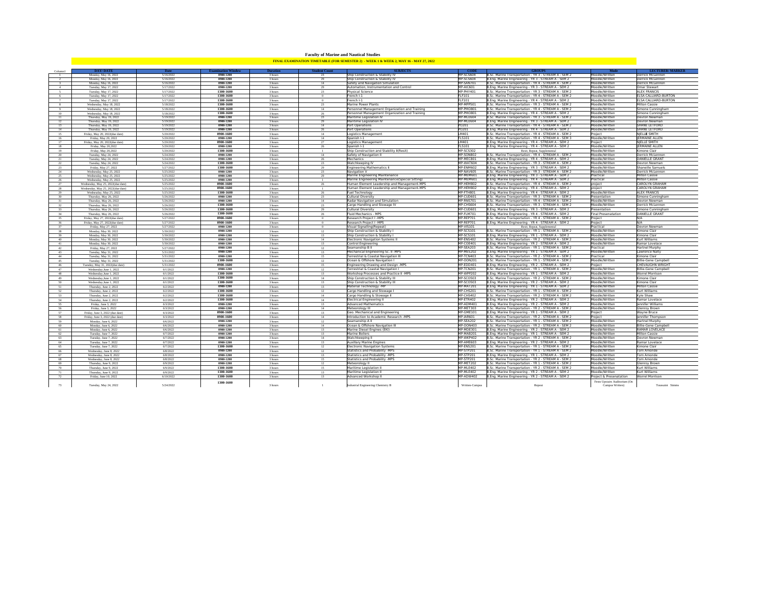# Faculty of Marine and Nautical Studies

## FINAL EXAMINATION TIMETABLE (FOR SEMESTER 2) - WEEK 1 & WEEK 2, MAY 16 - MAY 27, 2022

| Column1 | DAY/ DATE | Date | Examination Window | Duration | Student Count | SUBJECTS | CODE | GROUPS | Mode | LECTURER/ MARKER |
|---|---|---|---|---|---|---|---|---|---|---|
| 1 | Monday, May 16, 2022 | 5/16/2022 | 0900-1200 | 3 hours | 23 | Ship Construction & Stability IV | MP-SCS604 | B.Sc. Marine Transportation - YR 3 - STREAM A - SEM 2 | Moodle/Written | Derrick McLennon |
| 2 | Monday, May 16, 2022 | 5/16/2022 | 0900-1200 | 3 hours | 29 | Ship Construction & Stability IV | MP-SCS604 | B.Eng. Marine Engineering - YR 3 - STREAM A - SEM 2 | Moodle/Written | Derrick McLennon |
| 3 | Monday, May 16, 2022 | 5/16/2022 | 0900-1200 | 3 hours | 14 | Safety and Navigation Simulation | MP-SAN701 | B.Sc. Marine Transportation - YR 4 - STREAM A - SEM 2 | Moodle/Written | Derrick McLennon |
| 4 | Tuesday, May 17, 2022 | 5/17/2022 | 0900-1200 | 3 hours | 29 | Automation, Instrumentation and Control | MP-AIC601 | B.Eng. Marine Engineering - YR 3 - STREAM A - SEM 2 | Moodle/Written | Omar Stewart |
| 5 | Tuesday, May 17, 2022 | 5/17/2022 | 1300-1600 | 3 hours | 23 | Physical Science | MP-PHY401 | B.Sc. Marine Transportation - YR 3 - STREAM A - SEM 2 | Moodle/Written | ALEX FRANCIS |
| 6 | Tuesday, May 17, 2022 | 5/17/2022 | 1300-1600 | 3 hours | 0 | French I-1 | FLF101 | B.Sc. Marine Transportation - YR 4 - STREAM A - SEM 2 | Moodle/Written | ELSA CALLIARD-BURTON |
| 7 | Tuesday, May 17, 2022 | 5/17/2022 | 1300-1600 | 3 hours | 0 | French I-1 | FLF101 | B.Eng. Marine Engineering - YR 4 - STREAM A - SEM 2 | Moodle/Written | ELSA CALLIARD-BURTON |
| 8 | Wednesday, May 18, 2022 | 5/18/2022 | 1300-1600 | 3 hours | 23 | Marine Power Plants | MP-MPP501 | B.Sc. Marine Transportation - YR 3 - STREAM A - SEM 2 | Moodle/Written | Milton Cassie |
| 9 | Wednesday, May 18, 2022 | 5/18/2022 | 1300-1600 | 3 hours | 14 | Personnel Management Organization and Training | MP-PMO801 | B.Sc. Marine Transportation - YR 4 - STREAM A - SEM 2 | Moodle/Written | Simone Cunningham |
| 10 | Wednesday, May 18, 2022 | 5/18/2022 | 1300-1600 | 3 hours | 26 | Personnel Management Organization and Training | MP-PMO801 | B.Eng. Marine Engineering - YR 4 - STREAM A - SEM 2 | Moodle/Written | Simone Cunningham |
| 11 | Thursday, May 19, 2022 | 5/19/2022 | 0900-1200 | 3 hours | 23 | Maritime Legislation IV | MP-MLE604 | B.Sc. Marine Transportation - YR 3 - STREAM A - SEM 2 | Moodle/Written | Devron Newman |
| 12 | Thursday, May 19, 2022 | 5/19/2022 | 0900-1200 | 3 hours | 29 | Maritime Legislation IV | MP-MLE604 | B.Eng. Marine Engineering - YR 3 - STREAM A - SEM 2 | Moodle/Written | Devron Newman |
| 13 | Thursday, May 19, 2022 | 5/19/2022 | 0900-1200 | 3 hours | 14 | Port Operations | PO201 | B.Sc. Marine Transportation - YR 4 - STREAM A - SEM 2 | Moodle/Written | SHANE LETFORD |
| 14 | Thursday, May 19, 2022 | 5/19/2022 | 0900-1200 | 3 hours | 26 | Port Operations | PO201 | B.Eng. Marine Engineering - YR 4 - STREAM A - SEM 2 | Moodle/Written | SHANE LETFORD |
| 15 | Friday, May 20, 2022(due date) | 5/20/2022 | 0900-1600 | 3 hours | 14 | Logistics Management | LM401 | B.Sc. Marine Transportation - YR 4 - STREAM A - SEM 2 | Project | NJELLE SMITH |
| 16 | Friday, May 20, 2022 | 5/20/2022 | 0900-1200 | 3 hours | 14 | Spanish I-1 | FLS101 | B.Sc. Marine Transportation - YR 4 - STREAM A - SEM 3 | Moodle/Written | JERMAINE ALLEN |
| 17 | Friday, May 20, 2022(due date) | 5/20/2022 | 0900-1600 | 3 hours | 27 | Logistics Management | LM401 | B.Eng. Marine Engineering - YR 4 - STREAM A - SEM 2 | Project | NJELLE SMITH |
| 18 | Friday, May 20,2022 | 5/20/2022 | 0900-1200 | 3 hours | 26 | Spanish I-1 | FLS101 | B.Eng. Marine Engineering - YR 4 - STREAM A - SEM 2 | Moodle/Written | JERMAINE ALLEN |
| 19 | Friday, May 20,2022 | 5/20/2022 | 1300-1600 | 3 hours | 1 | Ship Construction and Stability II(Resit) | MP-SCS302 | Resit, Repeat, Supplemental | Moodle/Written | Kimone Clair |
| 20 | Tuesday, May 24, 2022 | 5/24/2022 | 0900-1200 | 3 hours | 14 | Safety of Navigation II | MP-SON802 | B.Sc. Marine Transportation - YR 4 - STREAM A - SEM 2 | Moodle/Written | Derrick McLennon |
| 21 | Tuesday, May 24, 2022 | 5/24/2022 | 0900-1200 | 3 hours | 26 | Mechanics | MP-MEC801 | B.Eng. Marine Engineering - YR 4 - STREAM A - SEM 2 | Moodle/Written | DANIELLE GRANT |
| 22 | Tuesday, May 24, 2022 | 5/24/2022 | 1300-1600 | 3 hours | 23 | Watchkeeping IV | MP-WAT604 | B.Sc. Marine Transportation - YR 3 - STREAM A - SEM 2 | Moodle/Written | Devron Newman |
| 23 | Friday, May 27, 2022 | 5/27/2022 | 1300-1600 | 3 hours | 29 | Engineering Mathematics II | MP-ENM602 | B.Eng. Marine Engineering - YR 3 - STREAM A - SEM 2 | Moodle/Written | Shaneille Samuels |
| 24 | Wednesday, May 25, 2022 | 5/25/2022 | 0900-1200 | 3 hours | 23 | Navigation V | MP-NAV605 | B.Sc. Marine Transportation - YR 3 - STREAM A - SEM 2 | Moodle/Written | Derrick McLennon |
| 25 | Wednesday, May 25, 2022 | 5/25/2022 | 0900-1200 | 3 hours | 29 | Marine Engineering Maintenance | MP-MEM601 | B.Eng. Marine Engineering - YR 3 - STREAM A - SEM 2 | Practical | Milton Cassie |
| 26 | Wednesday, May 25, 2022 | 5/25/2022 | 0900-1200 | 3 hours | 1 | Marine Engineering Maintenance(Special Sitting) | MP-MEM601 | B.Eng. Marine Engineering - YR 4 - STREAM A - SEM 2 | Practical | Milton Cassie |
| 27 | Wednesday, May 25, 2022(due date) | 5/25/2022 | 0900-1600 | 3 hours | 26 | Human Element Leadership and Management-MPS | MP-HEM802 | B.Sc. Marine Transportation - YR 4 - STREAM A - SEM 2 | project | CAROLYN GRAHAM |
| 28 | Wednesday, May 25, 2022(due date) | 5/25/2022 | 0900-1600 | 3 hours | 1 | Human Element Leadership and Management-MPS | MP-HEM802 | B.Eng. Marine Engineering - YR 4 - STREAM A - SEM 2 | project | CAROLYN GRAHAM |
| 29 | Wednesday, May 25, 2022 | 5/25/2022 | 1300-1600 | 3 hours | 26 | Fuel Technology | MP-FTH801 | B.Eng. Marine Engineering - YR 4 - STREAM A - SEM 2 | Moodle/Written | ALEX FRANCIS |
| 30 | Thursday, May 26, 2022 | 5/26/2022 | 0900-1200 | 3 hours | 23 | Cultural Diversity | MP-CUD601 | B.Sc. Marine Transportation - YR 3 - STREAM A - SEM 2 | Presentation | Simone Cunningham |
| 31 | Thursday, May 26, 2022 | 5/26/2022 | 0900-1200 | 3 hours | 14 | Radar Navigation and Simulation | MP-RNS701 | B.Sc. Marine Transportation - YR 4 - STREAM A - SEM 2 | Moodle/Written | Devron Newman |
| 32 | Thursday, May 26, 2022 | 5/26/2022 | 1300-1600 | 3 hours | 23 | Cargo Handling and Stowage IV | MP-CHS604 | B.Sc. Marine Transportation - YR 3 - STREAM A - SEM 2 | Moodle/Written | Derrick McLennon |
| 33 | Thursday, May 26, 2022 | 5/26/2022 | 1300-1600 | 3 hours | 29 | Cultural Diversity | MP-CUD601 | B.Eng. Marine Engineering - YR 3 - STREAM A - SEM 2 | Presentation | Simone Cunningham |
| 34 | Thursday, May 26, 2022 | 5/26/2022 | 1300-1600 | 3 hours | 26 | Fluid Mechanics - MPS | MP-FLM701 | B.Eng. Marine Engineering - YR 4 - STREAM A - SEM 2 | Final Presenatation | DANIELLE GRANT |
| 35 | Friday, May 27, 2022(due date) | 5/27/2022 | 0900-1600 | 3 hours | 0 | Research Project I -MPS | MP-REP701 | B.Sc. Marine Transportation - YR 4 - STREAM A - SEM 2 | Project | N/A |
| 36 | Friday, May 27, 2022(due date) | 5/27/2022 | 0900-1600 | 3 hours | 0 | Research Project I -MPS | MP-REP701 | B.Eng. Marine Engineering - YR 4 - STREAM A - SEM 2 | Project | N/A |
| 37 | Friday, May 27, 2022 | 5/27/2022 | 0900-1200 | 3 hours | 0 | Visual Signalling(Repeat) | MP-VIS101 | Resit, Repeat, Supplemental | Practical | Devron Newman |
| 38 | Monday, May 30, 2022 | 5/30/2022 | 0900-1200 | 3 hours | 12 | Ship Construction & Stability I | MP-SCS101 | B.Sc. Marine Transportation - YR 1 - STREAM A - SEM 2 | Moodle/Written | Kimone Clair |
| 39 | Monday, May 30, 2022 | 5/30/2022 | 0900-1200 | 3 hours | 13 | Ship Construction & Stability I | MP-SCS101 | B.Eng. Marine Engineering - YR 1 - STREAM A - SEM 2 | Moodle/Written | Kimone Clair |
| 40 | Monday, May 30, 2022 | 5/30/2022 | 0900-1200 | 3 hours | 14 | Electronic Navigation Systems II | MP-ENS402 | B.Sc. Marine Transportation - YR 2 - STREAM A - SEM 2 | Moodle/Written | Kurt Williams |
| 41 | Monday, May 30, 2022 | 5/30/2022 | 0900-1200 | 3 hours | 13 | Control Engineering | MP-COE401 | B.Eng. Marine Engineering - YR 2 - STREAM A - SEM 2 | Moodle/Written | Ramar Lovelace |
| 42 | Friday, May 27, 2022 | 5/27/2022 | 0900-1200 | 3 hours | 12 | Seamanship B II | MP-SEA203 | B.Sc. Marine Transportation - YR 1 - STREAM A - SEM 2 | Practical | Hartnel Murphy |
| 43 | Tuesday, May 31, 2022 | 5/31/2022 | 0900-1200 | 3 hours | 13 | Mechanical Engineering Sc. II -MPS | MP-MES202 | B.Eng. Marine Engineering - YR 1 - STREAM A - SEM 2 | Moodle/Written | Lawrence Nalty |
| 44 | Tuesday, May 31, 2022 | 5/31/2022 | 0900-1200 | 3 hours | 15 | Terrestrial & Coastal Navigation III | MP-TCN403 | B.Sc. Marine Transportation - YR 2 - STREAM A - SEM 2 | Practical | Kimone Clair |
| 45 | Tuesday, May 31, 2022 | 5/31/2022 | 1300-1600 | 3 hours | 12 | Ocean & Offshore Navigation I | MP-OON201 | B.Sc. Marine Transportation - YR 1 - STREAM A - SEM 2 | Moodle/Written | Billie-Gene Campbell |
| 46 | Tuesday, May 31, 2022(due date) | 5/31/2022 | 0900-1600 | 3 hours | 15 | Engineering Drawing and Design -MPS | MP-EDD401 | B.Eng. Marine Engineering - YR 2 - STREAM A - SEM 2 | Project | CHEVAUGHN WRIGHT |
| 47 | Wednesday, June 1, 2022 | 6/1/2022 | 0900-1200 | 3 hours | 12 | Terrestrial & Coastal Navigation I | MP-TCN201 | B.Sc. Marine Transportation - YR 1 - STREAM A - SEM 2 | Moodle/Written | Billie-Gene Campbell |
| 48 | Wednesday, June 1, 2022 | 6/1/2022 | 1300-1600 | 3 hours | 13 | Workshop Processes and Practice II -MPS | MP-WPP202 | B.Eng. Marine Engineering - YR 1 - STREAM A - SEM 2 | Moodle/Written | Worrel Morrison |
| 49 | Wednesday, June 1, 2022 | 6/1/2022 | 1300-1600 | 3 hours | 14 | Ship Construction & Stability III | MP-SCO503 | B.Sc. Marine Transportation - YR 2 - STREAM A - SEM 2 | Moodle/Written | Kimone Clair |
| 50 | Wednesday, June 1, 2022 | 6/1/2022 | 1300-1600 | 3 hours | 13 | Ship Construction & Stability III | MP-SCO503 | B.Eng. Marine Engineering - YR 2 - STREAM A - SEM 2 | Moodle/Written | Kimone Clair |
| 51 | Thursday, June 2, 2022 | 6/2/2022 | 0900-1200 | 3 hours | 13 | Material Technology -MP | MP-MAT201 | B.Eng. Marine Engineering - YR 1 - STREAM A - SEM 2 | Moodle/Written | Milton Cassie |
| 52 | Thursday, June 2, 2022 | 6/2/2022 | 1300-1600 | 3 hours | 12 | Cargo Handling and Stowage I | MP-CHS201 | B.Sc. Marine Transportation - YR 1 - STREAM A - SEM 2 | Moodle/Written | Kurt Williams |
| 53 | Thursday, June 2, 2022 | 6/2/2022 | 1300-1600 | 3 hours | 14 | Cargo Handling & Stowage II | MP-CHS402 | B.Sc. Marine Transportation - YR 2 - STREAM A - SEM 2 | Moodle/Written | Kyle Shaw |
| 54 | Thursday, June 2, 2022 | 6/2/2022 | 1300-1600 | 3 hours | 14 | Electrical Engineering II | MP-ETR402 | B.Eng. Marine Engineering - YR 2 - STREAM A - SEM 2 | Moodle/Written | Ramar Lovelace |
| 55 | Friday, June 3, 2022 | 6/3/2022 | 0900-1200 | 3 hours | 13 | Advanced Mathematics | MP-ADM401 | B.Eng. Marine Engineering - YR 2 - STREAM A - SEM 2 | Moodle/Written | Jennifer Williams |
| 56 | Friday, June 3, 2022 | 6/3/2022 | 0900-1200 | 3 hours | 14 | Meteorology III | MP-MET303 | B.Sc. Marine Transportation - YR 2 - STREAM A - SEM 2 | Moodle/Written | Glenroy Brown |
| 57 | Friday, June 3, 2022 (due date) | 6/3/2022 | 0900-1600 | 3 hours | 13 | Geo. Mechanical and Engineering | MP-GME101 | B.Eng. Marine Engineering - YR 1 - STREAM A - SEM 2 | Project | Wayne Bruce |
| 58 | Friday, June 3, 2022 (due date) | 6/3/2022 | 0900-1600 | 3 hours | 14 | Introduction to Academic Research -MPS | MP-IAR601 | B.Sc. Marine Transportation - YR 2 - STREAM A - SEM 2 | Project | Jennifer Thompson |
| 59 | Monday, June 6, 2022 | 6/6/2022 | 0900-1200 | 3 hours | 12 | Seamanship A II | MP-SEA202 | B.Sc. Marine Transportation - YR 1 - STREAM A - SEM 2 | Moodle/Written | Hartnel Murphy |
| 60 | Monday, June 6, 2022 | 6/6/2022 | 0900-1200 | 3 hours | 14 | Ocean & Offshore Navigation III | MP-OON403 | B.Sc. Marine Transportation - YR 2 - STREAM A - SEM 2 | Moodle/Written | Billie-Gene Campbell |
| 61 | Monday, June 6, 2022 | 6/6/2022 | 0900-1200 | 3 hours | 13 | Marine Diesel Engines (EKI) | MP-MDE301 | B.Eng. Marine Engineering - YR 2 - STREAM A - SEM 2 | Moodle/Written | RAMAR LOVELACE |
| 62 | Tuesday, June 7, 2022 | 6/7/2022 | 0900-1200 | 3 hours | 13 | Marine Boilers | MP-MAB201 | B.Eng. Marine Engineering - YR 1 - STREAM A - SEM 2 | Moodle/Written | Milton Cassie |
| 63 | Tuesday, June 7, 2022 | 6/7/2022 | 0900-1200 | 3 hours | 14 | Watchkeeping II | MP-WKP402 | B.Sc. Marine Transportation - YR 2 - STREAM A - SEM 2 | Moodle/Written | Devron Newman |
| 64 | Tuesday, June 7, 2022 | 6/7/2022 | 0900-1200 | 3 hours | 13 | Auxiliary Marine Engines | MP-AME603 | B.Eng. Marine Engineering - YR 2 - STREAM A - SEM 2 | Moodle/Written | Ramar Lovelace |
| 65 | Tuesday, June 7, 2022 | 6/7/2022 | 1300-1600 | 3 hours | 12 | Electronic Navigation Systems | MP-ENS201 | B.Sc. Marine Transportation - YR 1 - STREAM A - SEM 2 | Moodle/Written | Kimone Clair |
| 66 | Wednesday, June 8, 2022 | 6/8/2022 | 0900-1200 | 3 hours | 12 | Statistics and Probability -MPS | MP-STP201 | B.Sc. Marine Transportation - YR 1 - STREAM A - SEM 2 | Moodle/Written | Tom Amonde |
| 67 | Wednesday, June 8, 2022 | 6/8/2022 | 0900-1200 | 3 hours | 13 | Statistics and Probability -MPS | MP-STP201 | B.Eng. Marine Engineering - YR 1 - STREAM A - SEM 2 | Moodle/Written | Tom Amonde |
| 68 | Wednesday, June 8, 2022 | 6/8/2022 | 0900-1200 | 3 hours | 15 | Statistics and Probability -MPS | MP-STP201 | B.Sc. Marine Transportation - YR 2 - STREAM A - SEM 2 | Moodle/Written | Tom Amonde |
| 69 | Thursday, June 9, 2022 | 6/9/2022 | 0900-1200 | 3 hours | 12 | Meteorology II | MP-MET202 | B.Sc. Marine Transportation - YR 1 - STREAM A - SEM 2 | Moodle/Written | Glenroy Brown |
| 70 | Thursday, June 9, 2022 | 6/9/2022 | 1300-1600 | 3 hours | 15 | Maritime Legislation II | MP-MLE402 | B.Sc. Marine Transportation - YR 2 - STREAM A - SEM 2 | Moodle/Written | Kurt Williams |
| 71 | Thursday, June 9, 2022 | 6/9/2022 | 1300-1600 | 3 hours | 13 | Maritime Legislation II | MP-MLE402 | B.Eng. Marine Engineering - YR 2 - STREAM A - SEM 2 | Moodle/Written | Kurt Williams |
| 72 | Friday, June 10, 2022 | 6/10/2022 | 1300-1600 | 3 hours | 13 | Advanced Workshop II | MP-ADW402 | B.Eng. Marine Engineering - YR 2 - STREAM A - SEM 2 | Project & Presenatation | Worrel Morrison |
| 73 | Tuesday, May 24, 2022 | 5/24/2022 | 1300-1600 | 3 hours | 1 | Industrial Engineering Chemistry B | Written-Campus | Repeat | Festo Upstairs Auditorium (On Campus Written) | Toussaint Simms |